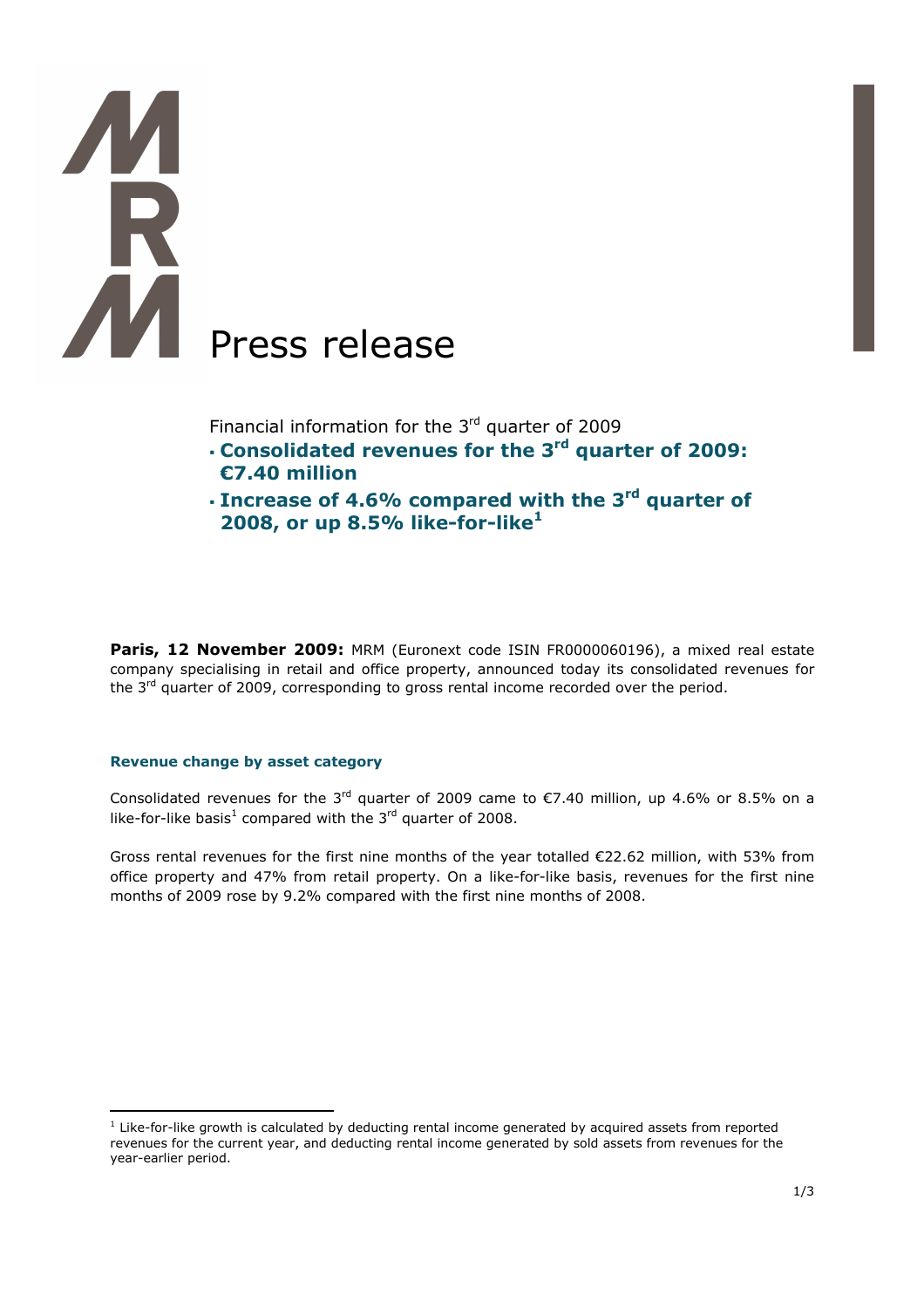# Press release

Financial information for the 3rd quarter of 2009

- **Consolidated revenues for the 3rd quarter of 2009: €7.40 million**
- **Increase of 4.6% compared with the 3rd quarter of 2008, or up 8.5% like-for-like[1]**

**Paris, 12 November 2009:** MRM (Euronext code ISIN FR0000060196), a mixed real estate company specialising in retail and office property, announced today its consolidated revenues for the 3rd quarter of 2009, corresponding to gross rental income recorded over the period.

### Revenue change by asset category

Consolidated revenues for the 3rd quarter of 2009 came to €7.40 million, up 4.6% or 8.5% on a like-for-like basis[1] compared with the 3rd quarter of 2008.

Gross rental revenues for the first nine months of the year totalled €22.62 million, with 53% from office property and 47% from retail property. On a like-for-like basis, revenues for the first nine months of 2009 rose by 9.2% compared with the first nine months of 2008.

---

[1] Like-for-like growth is calculated by deducting rental income generated by acquired assets from reported revenues for the current year, and deducting rental income generated by sold assets from revenues for the year-earlier period.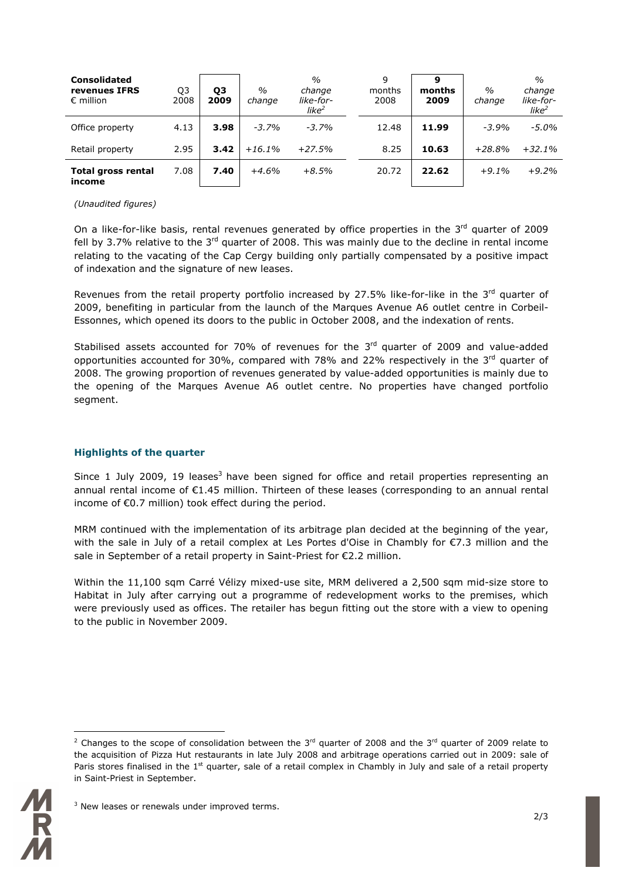| **Consolidated revenues IFRS** € million | Q3 2008 | **Q3 2009** | *% change* | *% change like-for-like*[2] | 9 months 2008 | **9 months 2009** | *% change* | *% change like-for-like*[2] |
|---|---|---|---|---|---|---|---|---|
| Office property | 4.13 | **3.98** | *-3.7%* | *-3.7%* | 12.48 | **11.99** | *-3.9%* | *-5.0%* |
| Retail property | 2.95 | **3.42** | *+16.1%* | *+27.5%* | 8.25 | **10.63** | *+28.8%* | *+32.1%* |
| **Total gross rental income** | 7.08 | **7.40** | *+4.6%* | *+8.5%* | 20.72 | **22.62** | *+9.1%* | *+9.2%* |

*(Unaudited figures)*

On a like-for-like basis, rental revenues generated by office properties in the 3rd quarter of 2009 fell by 3.7% relative to the 3rd quarter of 2008. This was mainly due to the decline in rental income relating to the vacating of the Cap Cergy building only partially compensated by a positive impact of indexation and the signature of new leases.

Revenues from the retail property portfolio increased by 27.5% like-for-like in the 3rd quarter of 2009, benefiting in particular from the launch of the Marques Avenue A6 outlet centre in Corbeil-Essonnes, which opened its doors to the public in October 2008, and the indexation of rents.

Stabilised assets accounted for 70% of revenues for the 3rd quarter of 2009 and value-added opportunities accounted for 30%, compared with 78% and 22% respectively in the 3rd quarter of 2008. The growing proportion of revenues generated by value-added opportunities is mainly due to the opening of the Marques Avenue A6 outlet centre. No properties have changed portfolio segment.

### Highlights of the quarter

Since 1 July 2009, 19 leases[3] have been signed for office and retail properties representing an annual rental income of €1.45 million. Thirteen of these leases (corresponding to an annual rental income of €0.7 million) took effect during the period.

MRM continued with the implementation of its arbitrage plan decided at the beginning of the year, with the sale in July of a retail complex at Les Portes d'Oise in Chambly for €7.3 million and the sale in September of a retail property in Saint-Priest for €2.2 million.

Within the 11,100 sqm Carré Vélizy mixed-use site, MRM delivered a 2,500 sqm mid-size store to Habitat in July after carrying out a programme of redevelopment works to the premises, which were previously used as offices. The retailer has begun fitting out the store with a view to opening to the public in November 2009.

---

[2] Changes to the scope of consolidation between the 3rd quarter of 2008 and the 3rd quarter of 2009 relate to the acquisition of Pizza Hut restaurants in late July 2008 and arbitrage operations carried out in 2009: sale of Paris stores finalised in the 1st quarter, sale of a retail complex in Chambly in July and sale of a retail property in Saint-Priest in September.

[3] New leases or renewals under improved terms.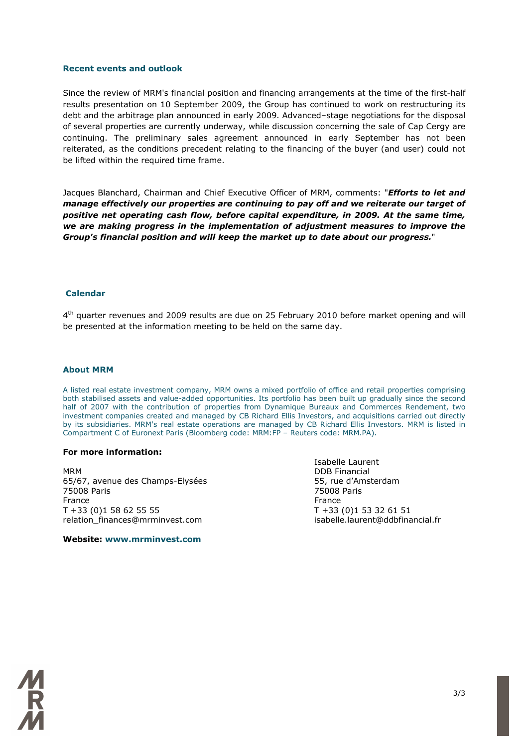## Recent events and outlook

Since the review of MRM's financial position and financing arrangements at the time of the first-half results presentation on 10 September 2009, the Group has continued to work on restructuring its debt and the arbitrage plan announced in early 2009. Advanced–stage negotiations for the disposal of several properties are currently underway, while discussion concerning the sale of Cap Cergy are continuing. The preliminary sales agreement announced in early September has not been reiterated, as the conditions precedent relating to the financing of the buyer (and user) could not be lifted within the required time frame.

Jacques Blanchard, Chairman and Chief Executive Officer of MRM, comments: "***Efforts to let and manage effectively our properties are continuing to pay off and we reiterate our target of positive net operating cash flow, before capital expenditure, in 2009. At the same time, we are making progress in the implementation of adjustment measures to improve the Group's financial position and will keep the market up to date about our progress.***"

## Calendar

4th quarter revenues and 2009 results are due on 25 February 2010 before market opening and will be presented at the information meeting to be held on the same day.

## About MRM

A listed real estate investment company, MRM owns a mixed portfolio of office and retail properties comprising both stabilised assets and value-added opportunities. Its portfolio has been built up gradually since the second half of 2007 with the contribution of properties from Dynamique Bureaux and Commerces Rendement, two investment companies created and managed by CB Richard Ellis Investors, and acquisitions carried out directly by its subsidiaries. MRM's real estate operations are managed by CB Richard Ellis Investors. MRM is listed in Compartment C of Euronext Paris (Bloomberg code: MRM:FP – Reuters code: MRM.PA).

**For more information:**

MRM
65/67, avenue des Champs-Elysées
75008 Paris
France
T +33 (0)1 58 62 55 55
relation_finances@mrminvest.com

Isabelle Laurent
DDB Financial
55, rue d'Amsterdam
75008 Paris
France
T +33 (0)1 53 32 61 51
isabelle.laurent@ddbfinancial.fr

**Website: www.mrminvest.com**